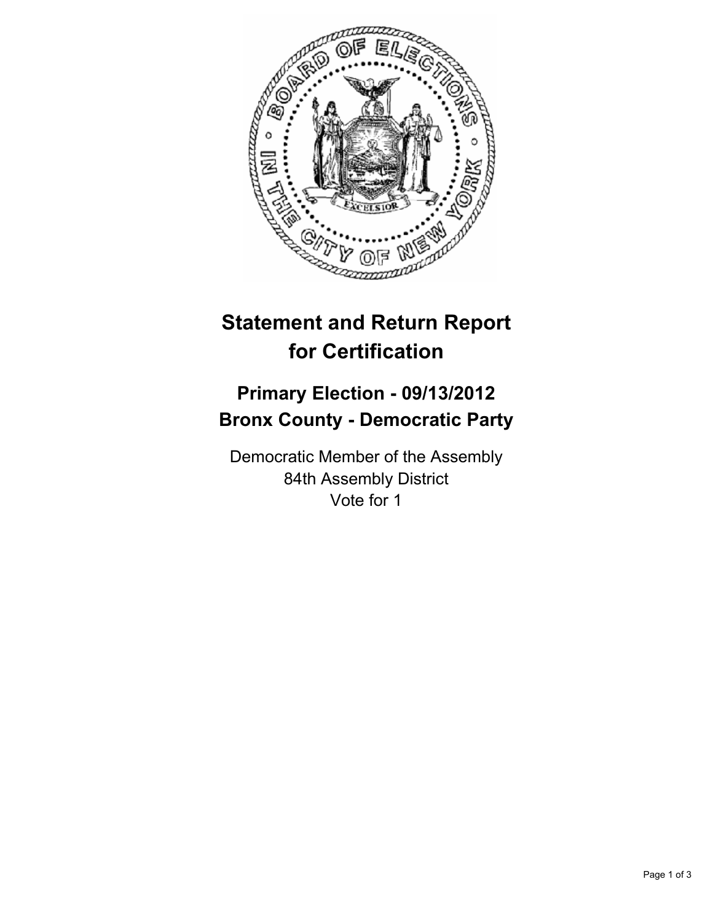# Statement and Return Report for Certification

## Primary Election - 09/13/2012
## Bronx County - Democratic Party

Democratic Member of the Assembly
84th Assembly District
Vote for 1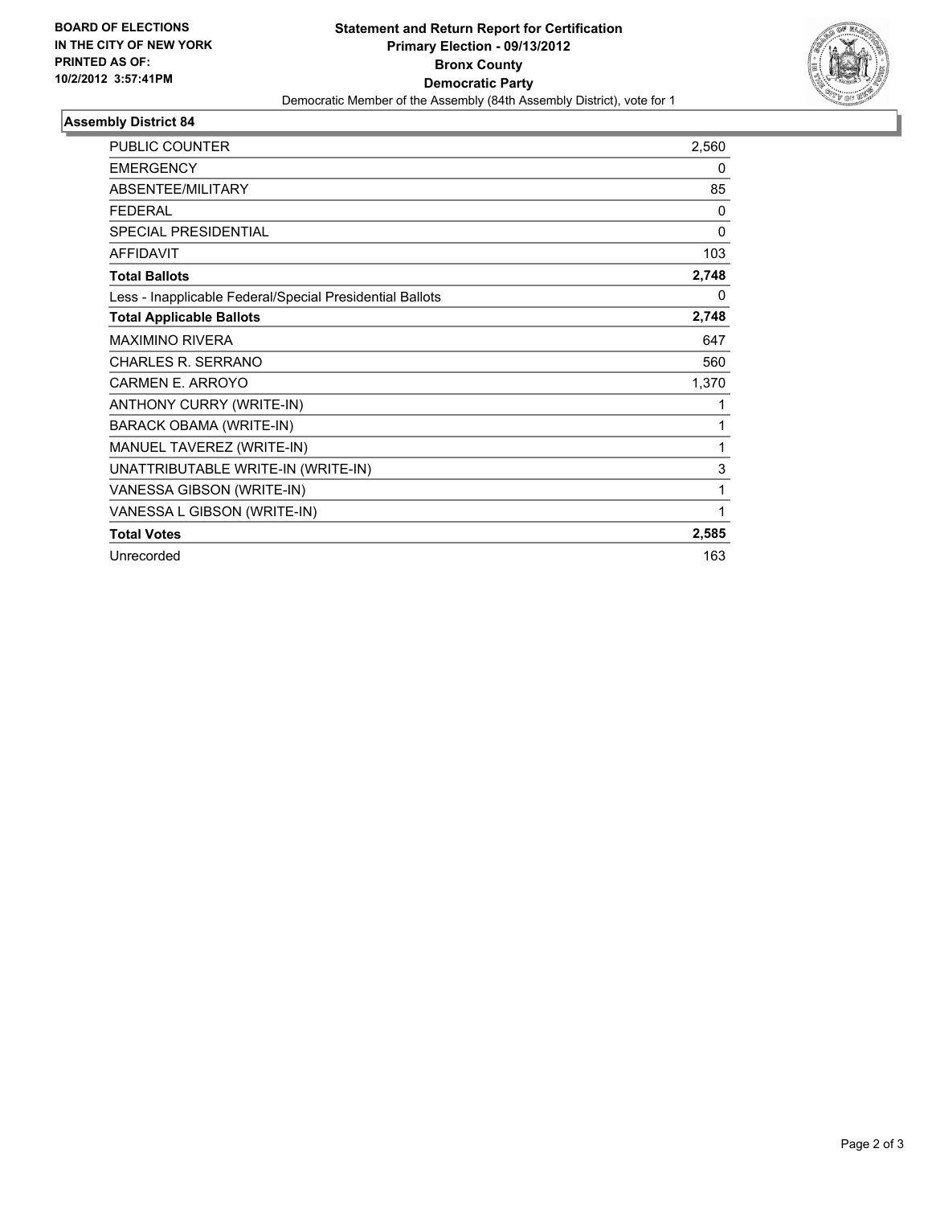**BOARD OF ELECTIONS IN THE CITY OF NEW YORK PRINTED AS OF: 10/2/2012 3:57:41PM**

# Statement and Return Report for Certification
## Primary Election - 09/13/2012
## Bronx County
## Democratic Party

Democratic Member of the Assembly (84th Assembly District), vote for 1

### Assembly District 84

| | |
|---|---|
| PUBLIC COUNTER | 2,560 |
| EMERGENCY | 0 |
| ABSENTEE/MILITARY | 85 |
| FEDERAL | 0 |
| SPECIAL PRESIDENTIAL | 0 |
| AFFIDAVIT | 103 |
| **Total Ballots** | **2,748** |
| Less - Inapplicable Federal/Special Presidential Ballots | 0 |
| **Total Applicable Ballots** | **2,748** |
| MAXIMINO RIVERA | 647 |
| CHARLES R. SERRANO | 560 |
| CARMEN E. ARROYO | 1,370 |
| ANTHONY CURRY (WRITE-IN) | 1 |
| BARACK OBAMA (WRITE-IN) | 1 |
| MANUEL TAVEREZ (WRITE-IN) | 1 |
| UNATTRIBUTABLE WRITE-IN (WRITE-IN) | 3 |
| VANESSA GIBSON (WRITE-IN) | 1 |
| VANESSA L GIBSON (WRITE-IN) | 1 |
| **Total Votes** | **2,585** |
| Unrecorded | 163 |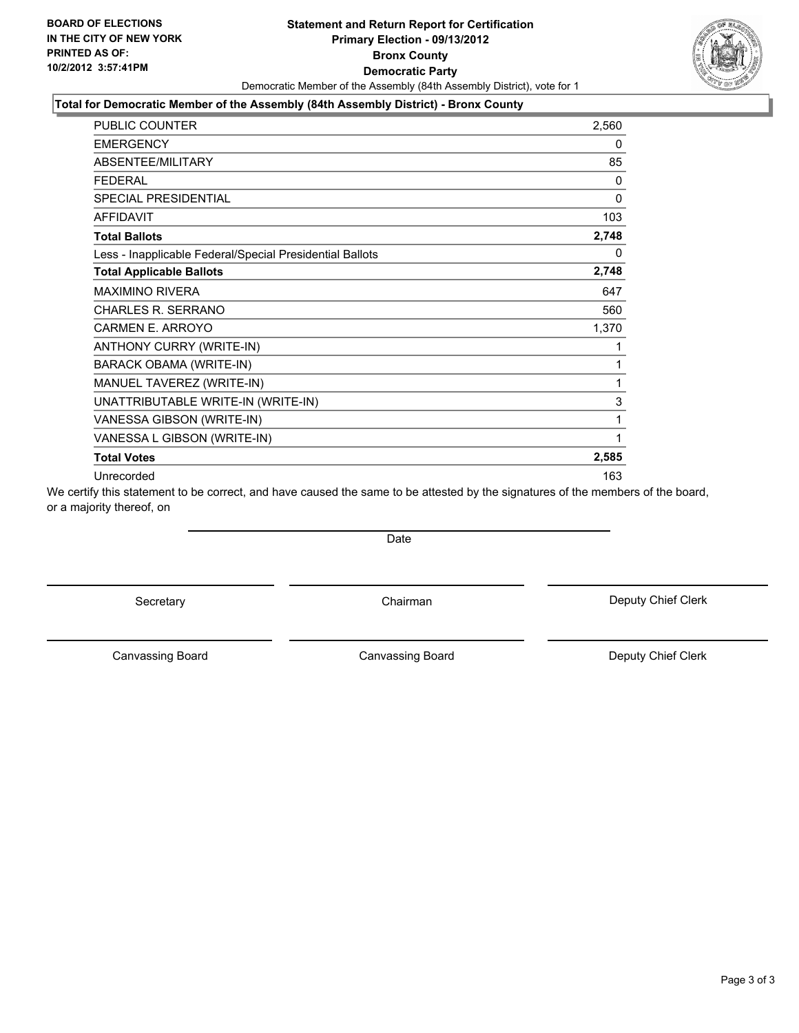**BOARD OF ELECTIONS IN THE CITY OF NEW YORK PRINTED AS OF: 10/2/2012 3:57:41PM**

# Statement and Return Report for Certification
## Primary Election - 09/13/2012
## Bronx County
## Democratic Party

Democratic Member of the Assembly (84th Assembly District), vote for 1

### Total for Democratic Member of the Assembly (84th Assembly District) - Bronx County

| | |
|---|---|
| PUBLIC COUNTER | 2,560 |
| EMERGENCY | 0 |
| ABSENTEE/MILITARY | 85 |
| FEDERAL | 0 |
| SPECIAL PRESIDENTIAL | 0 |
| AFFIDAVIT | 103 |
| **Total Ballots** | **2,748** |
| Less - Inapplicable Federal/Special Presidential Ballots | 0 |
| **Total Applicable Ballots** | **2,748** |
| MAXIMINO RIVERA | 647 |
| CHARLES R. SERRANO | 560 |
| CARMEN E. ARROYO | 1,370 |
| ANTHONY CURRY (WRITE-IN) | 1 |
| BARACK OBAMA (WRITE-IN) | 1 |
| MANUEL TAVEREZ (WRITE-IN) | 1 |
| UNATTRIBUTABLE WRITE-IN (WRITE-IN) | 3 |
| VANESSA GIBSON (WRITE-IN) | 1 |
| VANESSA L GIBSON (WRITE-IN) | 1 |
| **Total Votes** | **2,585** |
| Unrecorded | 163 |

We certify this statement to be correct, and have caused the same to be attested by the signatures of the members of the board, or a majority thereof, on

Date

Secretary | Chairman | Deputy Chief Clerk

Canvassing Board | Canvassing Board | Deputy Chief Clerk